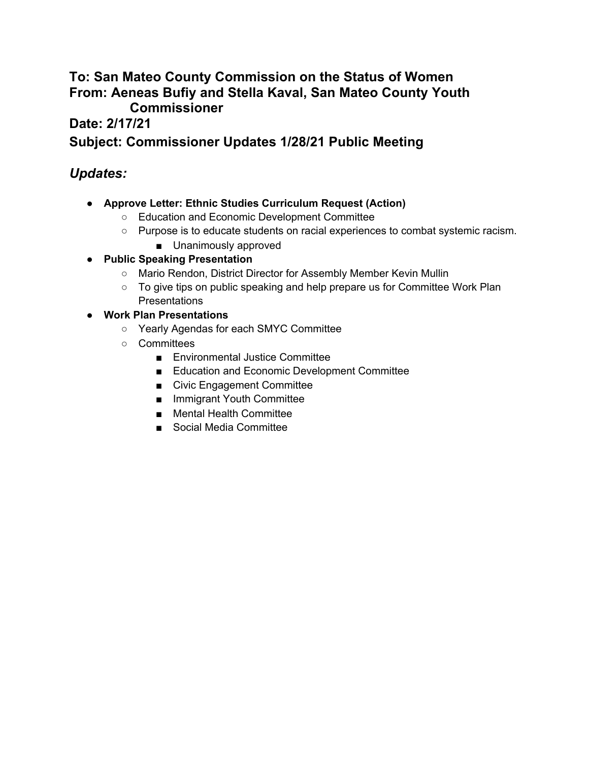**To: San Mateo County Commission on the Status of Women**
**From: Aeneas Bufiy and Stella Kaval, San Mateo County Youth Commissioner**
**Date: 2/17/21**

## Subject: Commissioner Updates 1/28/21 Public Meeting

## *Updates:*

- **Approve Letter: Ethnic Studies Curriculum Request (Action)**
  - Education and Economic Development Committee
  - Purpose is to educate students on racial experiences to combat systemic racism.
    - Unanimously approved
- **Public Speaking Presentation**
  - Mario Rendon, District Director for Assembly Member Kevin Mullin
  - To give tips on public speaking and help prepare us for Committee Work Plan Presentations
- **Work Plan Presentations**
  - Yearly Agendas for each SMYC Committee
  - Committees
    - Environmental Justice Committee
    - Education and Economic Development Committee
    - Civic Engagement Committee
    - Immigrant Youth Committee
    - Mental Health Committee
    - Social Media Committee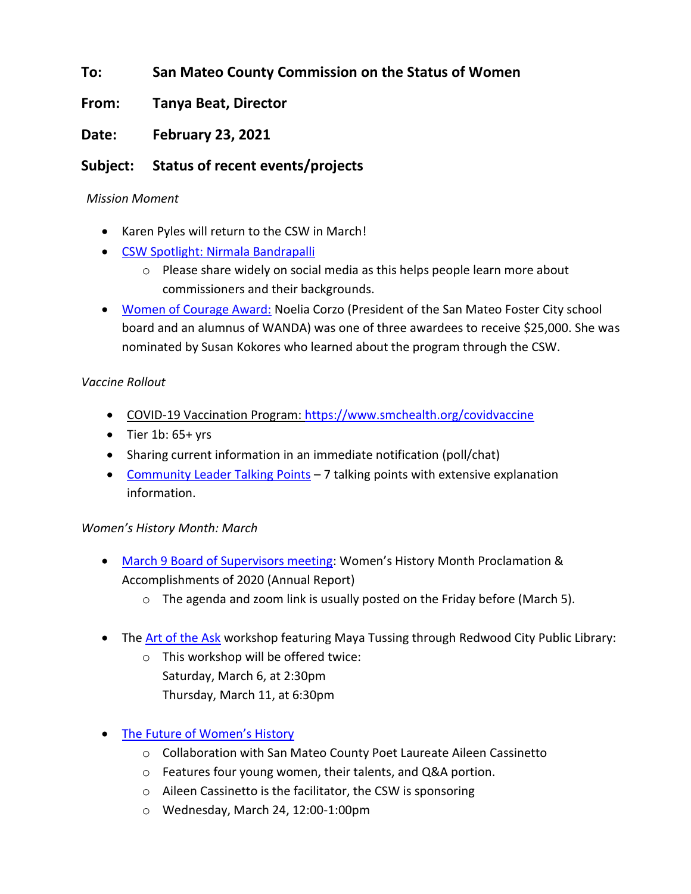**To:** **San Mateo County Commission on the Status of Women**

**From:** **Tanya Beat, Director**

**Date:** **February 23, 2021**

**Subject:** **Status of recent events/projects**

*Mission Moment*

- Karen Pyles will return to the CSW in March!
- CSW Spotlight: Nirmala Bandrapalli
  - Please share widely on social media as this helps people learn more about commissioners and their backgrounds.
- Women of Courage Award: Noelia Corzo (President of the San Mateo Foster City school board and an alumnus of WANDA) was one of three awardees to receive $25,000. She was nominated by Susan Kokores who learned about the program through the CSW.

*Vaccine Rollout*

- COVID-19 Vaccination Program: https://www.smchealth.org/covidvaccine
- Tier 1b: 65+ yrs
- Sharing current information in an immediate notification (poll/chat)
- Community Leader Talking Points – 7 talking points with extensive explanation information.

*Women's History Month: March*

- March 9 Board of Supervisors meeting: Women's History Month Proclamation & Accomplishments of 2020 (Annual Report)
  - The agenda and zoom link is usually posted on the Friday before (March 5).

- The Art of the Ask workshop featuring Maya Tussing through Redwood City Public Library:
  - This workshop will be offered twice:
    Saturday, March 6, at 2:30pm
    Thursday, March 11, at 6:30pm

- The Future of Women's History
  - Collaboration with San Mateo County Poet Laureate Aileen Cassinetto
  - Features four young women, their talents, and Q&A portion.
  - Aileen Cassinetto is the facilitator, the CSW is sponsoring
  - Wednesday, March 24, 12:00-1:00pm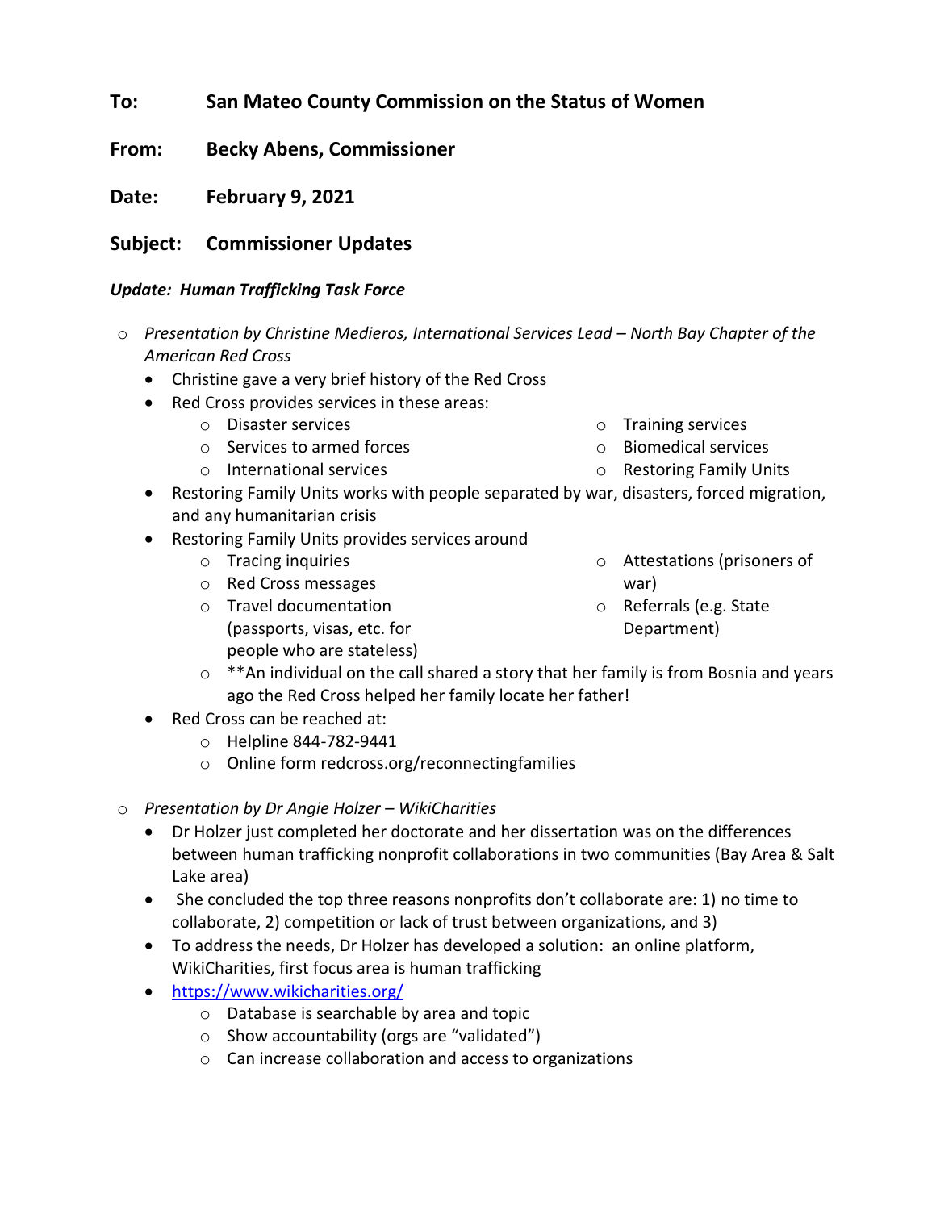**To:** **San Mateo County Commission on the Status of Women**

**From:** **Becky Abens, Commissioner**

**Date:** **February 9, 2021**

**Subject:** **Commissioner Updates**

***Update: Human Trafficking Task Force***

- *Presentation by Christine Medieros, International Services Lead – North Bay Chapter of the American Red Cross*
  - Christine gave a very brief history of the Red Cross
  - Red Cross provides services in these areas:
    - Disaster services
    - Services to armed forces
    - International services
    - Training services
    - Biomedical services
    - Restoring Family Units
  - Restoring Family Units works with people separated by war, disasters, forced migration, and any humanitarian crisis
  - Restoring Family Units provides services around
    - Tracing inquiries
    - Red Cross messages
    - Travel documentation (passports, visas, etc. for people who are stateless)
    - Attestations (prisoners of war)
    - Referrals (e.g. State Department)
    - **An individual on the call shared a story that her family is from Bosnia and years ago the Red Cross helped her family locate her father!
  - Red Cross can be reached at:
    - Helpline 844-782-9441
    - Online form redcross.org/reconnectingfamilies

- *Presentation by Dr Angie Holzer – WikiCharities*
  - Dr Holzer just completed her doctorate and her dissertation was on the differences between human trafficking nonprofit collaborations in two communities (Bay Area & Salt Lake area)
  - She concluded the top three reasons nonprofits don't collaborate are: 1) no time to collaborate, 2) competition or lack of trust between organizations, and 3)
  - To address the needs, Dr Holzer has developed a solution: an online platform, WikiCharities, first focus area is human trafficking
  - [https://www.wikicharities.org/](https://www.wikicharities.org/)
    - Database is searchable by area and topic
    - Show accountability (orgs are "validated")
    - Can increase collaboration and access to organizations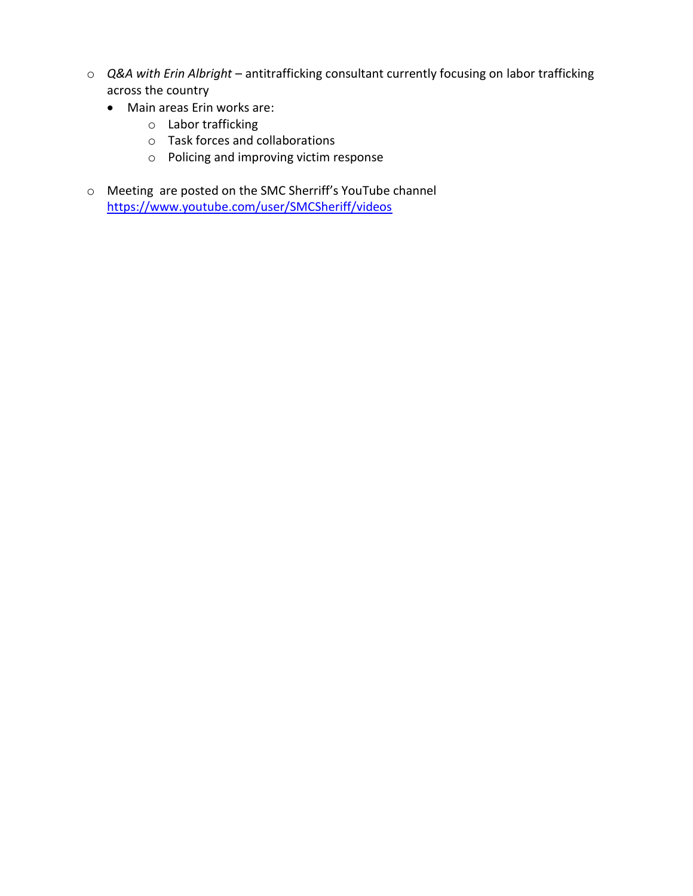- *Q&A with Erin Albright* – antitrafficking consultant currently focusing on labor trafficking across the country
    - Main areas Erin works are:
        - Labor trafficking
        - Task forces and collaborations
        - Policing and improving victim response

- Meeting  are posted on the SMC Sherriff's YouTube channel [https://www.youtube.com/user/SMCSheriff/videos](https://www.youtube.com/user/SMCSheriff/videos)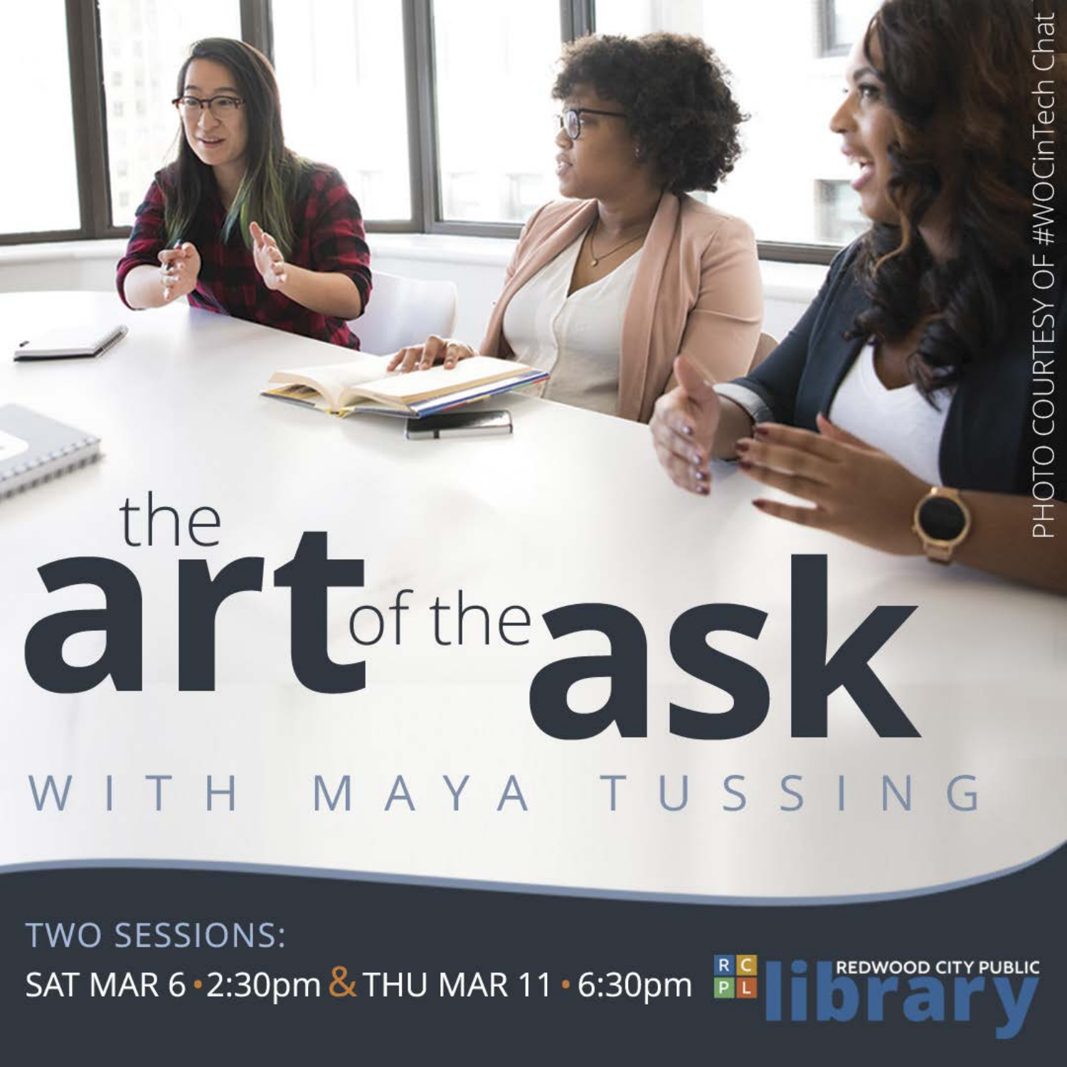PHOTO COURTESY OF #WOCinTech Chat

# the art of the ask

WITH MAYA TUSSING

TWO SESSIONS:

SAT MAR 6 • 2:30pm & THU MAR 11 • 6:30pm

RCPL REDWOOD CITY PUBLIC library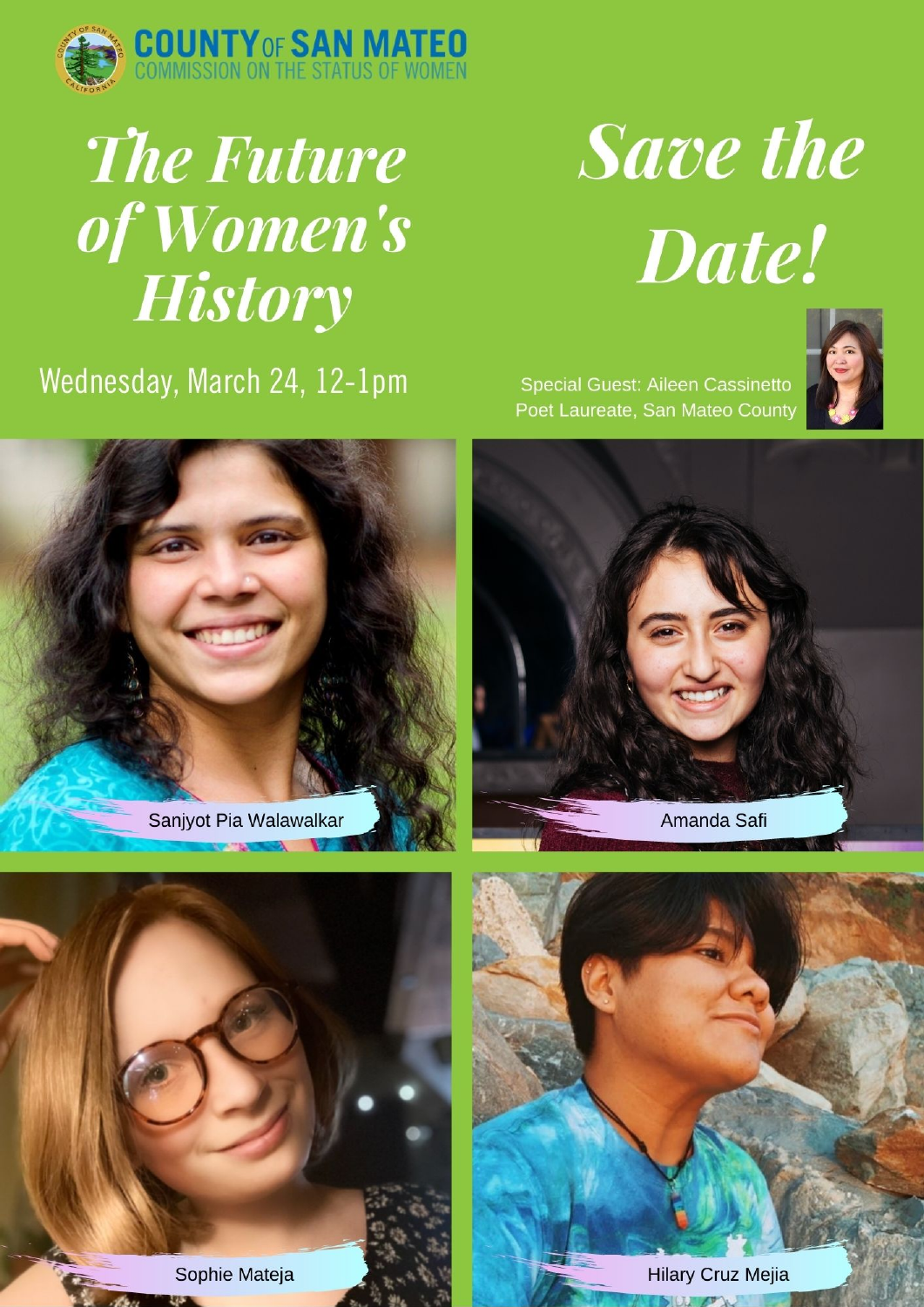**COUNTY OF SAN MATEO**
COMMISSION ON THE STATUS OF WOMEN

# *The Future of Women's History*

# *Save the Date!*

Wednesday, March 24, 12-1pm

Special Guest: Aileen Cassinetto
Poet Laureate, San Mateo County

Sanjyot Pia Walawalkar

Amanda Safi

Sophie Mateja

Hilary Cruz Mejia